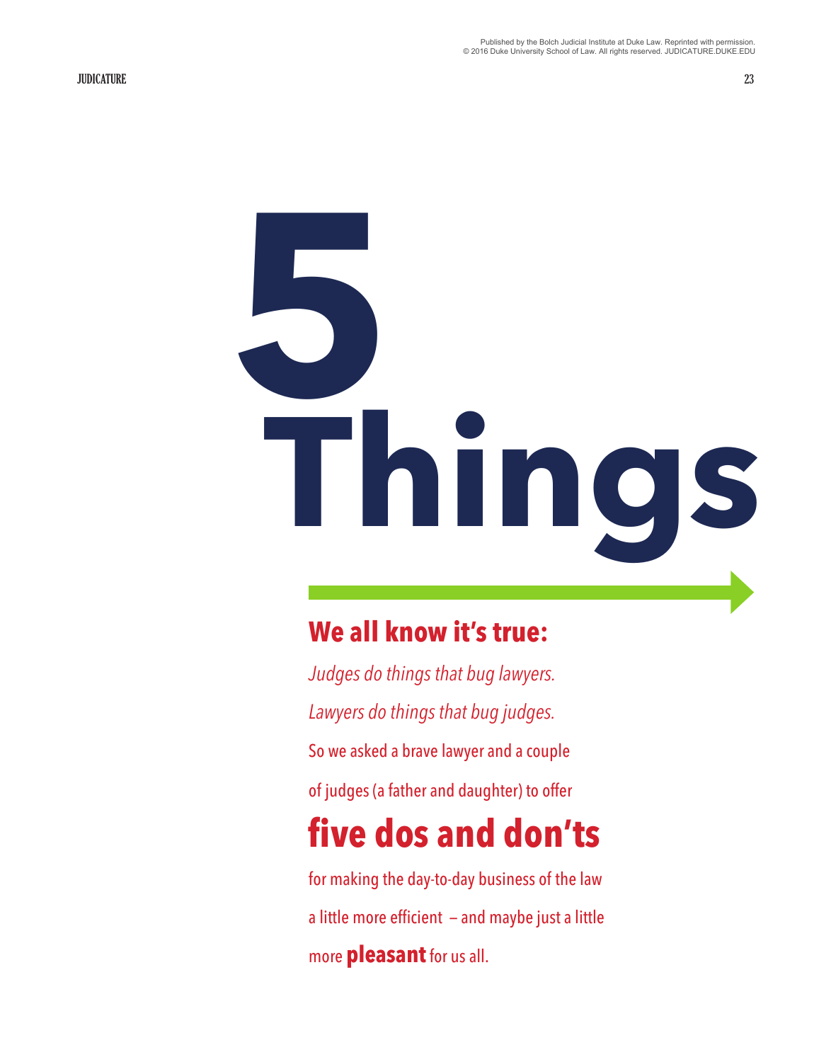# 5 Things

## We all know it's true:

*Judges do things that bug lawyers.*

*Lawyers do things that bug judges.*

So we asked a brave lawyer and a couple of judges (a father and daughter) to offer

## five dos and don'ts

for making the day-to-day business of the law a little more efficient — and maybe just a little more **pleasant** for us all.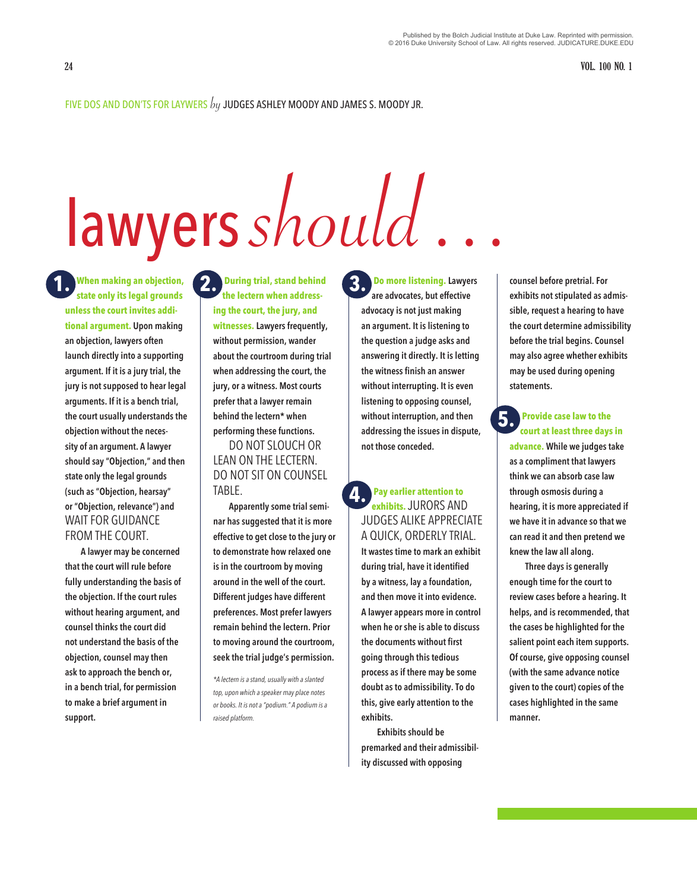FIVE DOS AND DON'TS FOR LAYWERS *by* JUDGES ASHLEY MOODY AND JAMES S. MOODY JR.

# lawyers *should . . .*

**1. When making an objection, state only its legal grounds unless the court invites additional argument.** Upon making an objection, lawyers often launch directly into a supporting argument. If it is a jury trial, the jury is not supposed to hear legal arguments. If it is a bench trial, the court usually understands the objection without the necessity of an argument. A lawyer should say "Objection," and then state only the legal grounds (such as "Objection, hearsay" or "Objection, relevance") and WAIT FOR GUIDANCE FROM THE COURT.

A lawyer may be concerned that the court will rule before fully understanding the basis of the objection. If the court rules without hearing argument, and counsel thinks the court did not understand the basis of the objection, counsel may then ask to approach the bench or, in a bench trial, for permission to make a brief argument in support.

**2. During trial, stand behind the lectern when addressing the court, the jury, and witnesses.** Lawyers frequently, without permission, wander about the courtroom during trial when addressing the court, the jury, or a witness. Most courts prefer that a lawyer remain behind the lectern* when performing these functions.

DO NOT SLOUCH OR LEAN ON THE LECTERN. DO NOT SIT ON COUNSEL TABLE.

Apparently some trial seminar has suggested that it is more effective to get close to the jury or to demonstrate how relaxed one is in the courtroom by moving around in the well of the court. Different judges have different preferences. Most prefer lawyers remain behind the lectern. Prior to moving around the courtroom, seek the trial judge's permission.

*\*A lectern is a stand, usually with a slanted top, upon which a speaker may place notes or books. It is not a "podium." A podium is a raised platform.*

**3. Do more listening.** Lawyers are advocates, but effective advocacy is not just making an argument. It is listening to the question a judge asks and answering it directly. It is letting the witness finish an answer without interrupting. It is even listening to opposing counsel, without interruption, and then addressing the issues in dispute, not those conceded.

**4. Pay earlier attention to exhibits.** JURORS AND JUDGES ALIKE APPRECIATE A QUICK, ORDERLY TRIAL. It wastes time to mark an exhibit during trial, have it identified by a witness, lay a foundation, and then move it into evidence. A lawyer appears more in control when he or she is able to discuss the documents without first going through this tedious process as if there may be some doubt as to admissibility. To do this, give early attention to the exhibits.

Exhibits should be premarked and their admissibility discussed with opposing counsel before pretrial. For exhibits not stipulated as admissible, request a hearing to have the court determine admissibility before the trial begins. Counsel may also agree whether exhibits may be used during opening statements.

**5. Provide case law to the court at least three days in advance.** While we judges take as a compliment that lawyers think we can absorb case law through osmosis during a hearing, it is more appreciated if we have it in advance so that we can read it and then pretend we knew the law all along.

Three days is generally enough time for the court to review cases before a hearing. It helps, and is recommended, that the cases be highlighted for the salient point each item supports. Of course, give opposing counsel (with the same advance notice given to the court) copies of the cases highlighted in the same manner.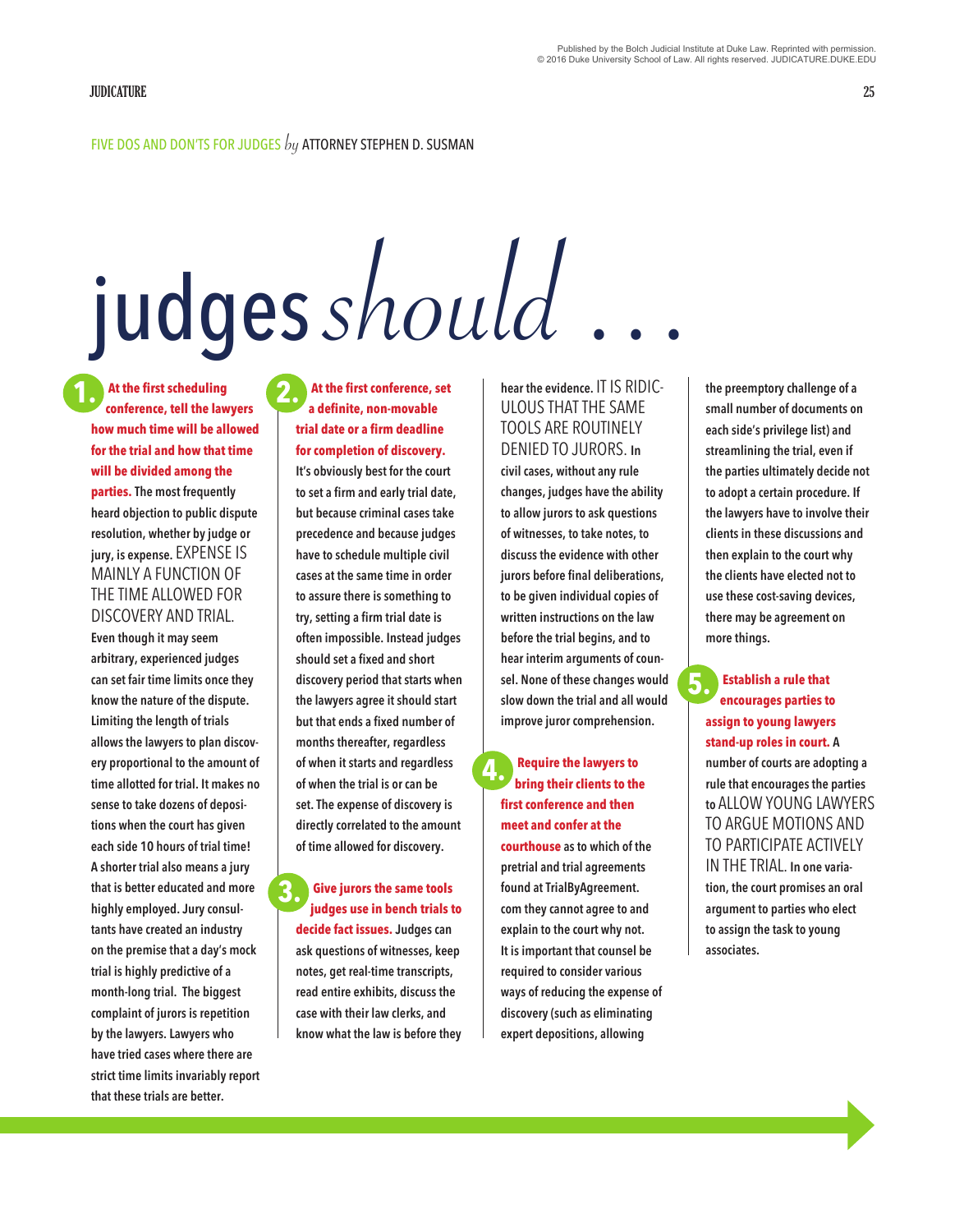FIVE DOS AND DON'TS FOR JUDGES *by* ATTORNEY STEPHEN D. SUSMAN

# judges *should* . . .

**1. At the first scheduling conference, tell the lawyers how much time will be allowed for the trial and how that time will be divided among the parties.** The most frequently heard objection to public dispute resolution, whether by judge or jury, is expense. EXPENSE IS MAINLY A FUNCTION OF THE TIME ALLOWED FOR DISCOVERY AND TRIAL. Even though it may seem arbitrary, experienced judges can set fair time limits once they know the nature of the dispute. Limiting the length of trials allows the lawyers to plan discovery proportional to the amount of time allotted for trial. It makes no sense to take dozens of depositions when the court has given each side 10 hours of trial time! A shorter trial also means a jury that is better educated and more highly employed. Jury consultants have created an industry on the premise that a day's mock trial is highly predictive of a month-long trial. The biggest complaint of jurors is repetition by the lawyers. Lawyers who have tried cases where there are strict time limits invariably report that these trials are better.

**2. At the first conference, set a definite, non-movable trial date or a firm deadline for completion of discovery.** It's obviously best for the court to set a firm and early trial date, but because criminal cases take precedence and because judges have to schedule multiple civil cases at the same time in order to assure there is something to try, setting a firm trial date is often impossible. Instead judges should set a fixed and short discovery period that starts when the lawyers agree it should start but that ends a fixed number of months thereafter, regardless of when it starts and regardless of when the trial is or can be set. The expense of discovery is directly correlated to the amount of time allowed for discovery.

**3. Give jurors the same tools judges use in bench trials to decide fact issues.** Judges can ask questions of witnesses, keep notes, get real-time transcripts, read entire exhibits, discuss the case with their law clerks, and know what the law is before they hear the evidence. IT IS RIDICULOUS THAT THE SAME TOOLS ARE ROUTINELY DENIED TO JURORS. In civil cases, without any rule changes, judges have the ability to allow jurors to ask questions of witnesses, to take notes, to discuss the evidence with other jurors before final deliberations, to be given individual copies of written instructions on the law before the trial begins, and to hear interim arguments of counsel. None of these changes would slow down the trial and all would improve juror comprehension.

**4. Require the lawyers to bring their clients to the first conference and then meet and confer at the courthouse** as to which of the pretrial and trial agreements found at TrialByAgreement.com they cannot agree to and explain to the court why not. It is important that counsel be required to consider various ways of reducing the expense of discovery (such as eliminating expert depositions, allowing the preemptory challenge of a small number of documents on each side's privilege list) and streamlining the trial, even if the parties ultimately decide not to adopt a certain procedure. If the lawyers have to involve their clients in these discussions and then explain to the court why the clients have elected not to use these cost-saving devices, there may be agreement on more things.

**5. Establish a rule that encourages parties to assign to young lawyers stand-up roles in court.** A number of courts are adopting a rule that encourages the parties to ALLOW YOUNG LAWYERS TO ARGUE MOTIONS AND TO PARTICIPATE ACTIVELY IN THE TRIAL. In one variation, the court promises an oral argument to parties who elect to assign the task to young associates.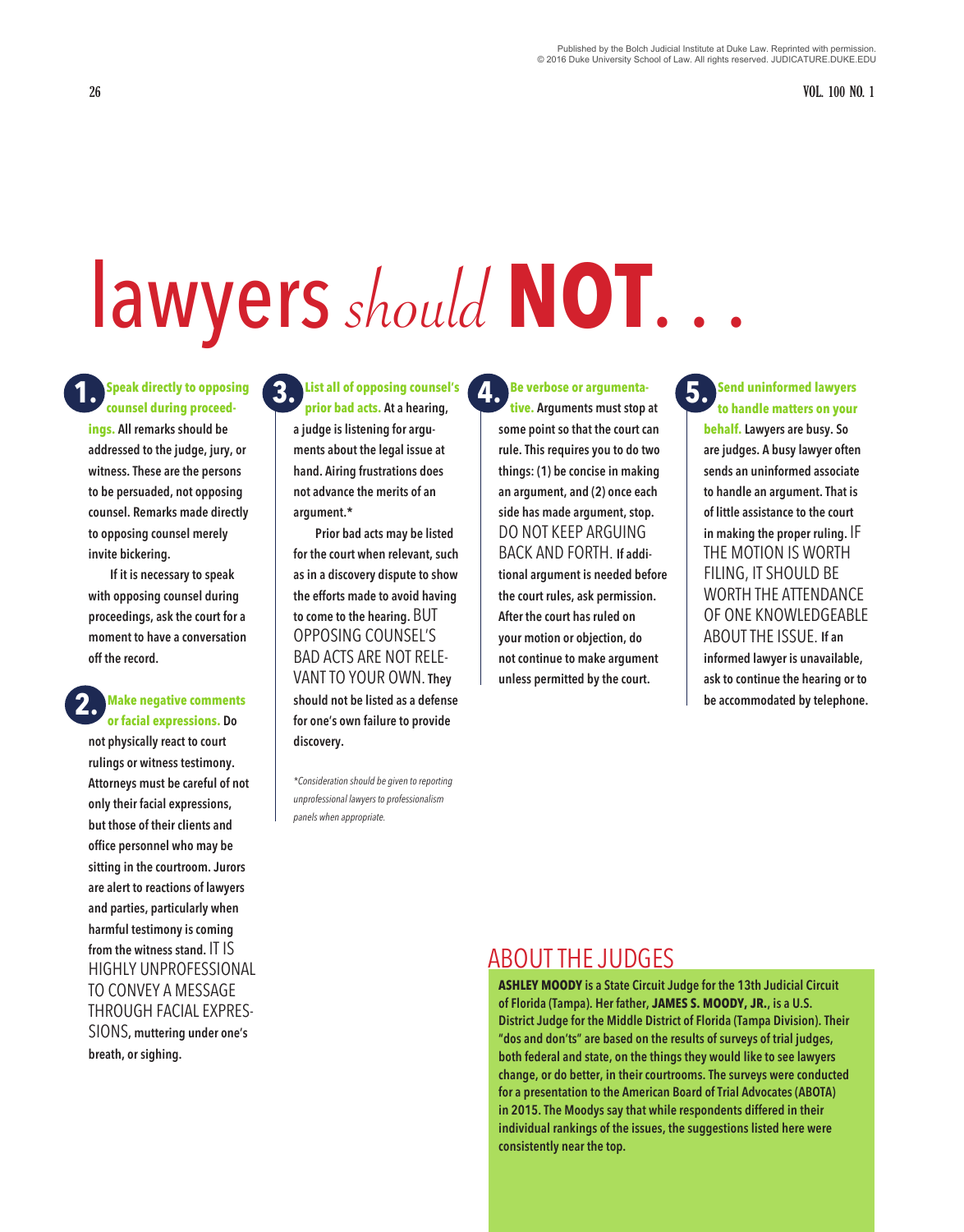# lawyers *should* **NOT**. . .

**1. Speak directly to opposing counsel during proceedings.** All remarks should be addressed to the judge, jury, or witness. These are the persons to be persuaded, not opposing counsel. Remarks made directly to opposing counsel merely invite bickering.

If it is necessary to speak with opposing counsel during proceedings, ask the court for a moment to have a conversation off the record.

**2. Make negative comments or facial expressions.** Do not physically react to court rulings or witness testimony. Attorneys must be careful of not only their facial expressions, but those of their clients and office personnel who may be sitting in the courtroom. Jurors are alert to reactions of lawyers and parties, particularly when harmful testimony is coming from the witness stand. IT IS HIGHLY UNPROFESSIONAL TO CONVEY A MESSAGE THROUGH FACIAL EXPRESSIONS, muttering under one's breath, or sighing.

**3. List all of opposing counsel's prior bad acts.** At a hearing, a judge is listening for arguments about the legal issue at hand. Airing frustrations does not advance the merits of an argument.*

Prior bad acts may be listed for the court when relevant, such as in a discovery dispute to show the efforts made to avoid having to come to the hearing. BUT OPPOSING COUNSEL'S BAD ACTS ARE NOT RELEVANT TO YOUR OWN. They should not be listed as a defense for one's own failure to provide discovery.

*\*Consideration should be given to reporting unprofessional lawyers to professionalism panels when appropriate.*

**4. Be verbose or argumentative.** Arguments must stop at some point so that the court can rule. This requires you to do two things: (1) be concise in making an argument, and (2) once each side has made argument, stop. DO NOT KEEP ARGUING BACK AND FORTH. If additional argument is needed before the court rules, ask permission. After the court has ruled on your motion or objection, do not continue to make argument unless permitted by the court.

**5. Send uninformed lawyers to handle matters on your behalf.** Lawyers are busy. So are judges. A busy lawyer often sends an uninformed associate to handle an argument. That is of little assistance to the court in making the proper ruling. IF THE MOTION IS WORTH FILING, IT SHOULD BE WORTH THE ATTENDANCE OF ONE KNOWLEDGEABLE ABOUT THE ISSUE. If an informed lawyer is unavailable, ask to continue the hearing or to be accommodated by telephone.

## ABOUT THE JUDGES

**ASHLEY MOODY** is a State Circuit Judge for the 13th Judicial Circuit of Florida (Tampa). Her father, **JAMES S. MOODY, JR.,** is a U.S. District Judge for the Middle District of Florida (Tampa Division). Their "dos and don'ts" are based on the results of surveys of trial judges, both federal and state, on the things they would like to see lawyers change, or do better, in their courtrooms. The surveys were conducted for a presentation to the American Board of Trial Advocates (ABOTA) in 2015. The Moodys say that while respondents differed in their individual rankings of the issues, the suggestions listed here were consistently near the top.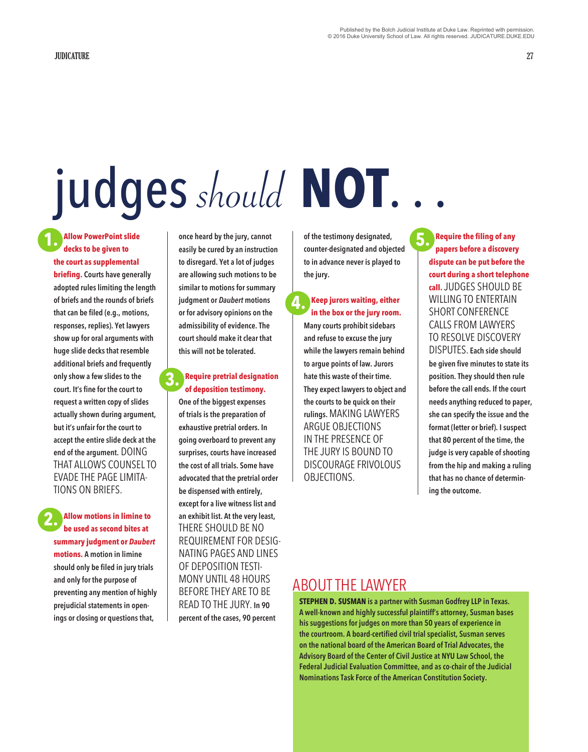# judges *should* NOT. . .

**1. Allow PowerPoint slide decks to be given to the court as supplemental briefing.** Courts have generally adopted rules limiting the length of briefs and the rounds of briefs that can be filed (e.g., motions, responses, replies). Yet lawyers show up for oral arguments with huge slide decks that resemble additional briefs and frequently only show a few slides to the court. It's fine for the court to request a written copy of slides actually shown during argument, but it's unfair for the court to accept the entire slide deck at the end of the argument. DOING THAT ALLOWS COUNSEL TO EVADE THE PAGE LIMITATIONS ON BRIEFS.

**2. Allow motions in limine to be used as second bites at summary judgment or *Daubert* motions.** A motion in limine should only be filed in jury trials and only for the purpose of preventing any mention of highly prejudicial statements in openings or closing or questions that, once heard by the jury, cannot easily be cured by an instruction to disregard. Yet a lot of judges are allowing such motions to be similar to motions for summary judgment or *Daubert* motions or for advisory opinions on the admissibility of evidence. The court should make it clear that this will not be tolerated.

**3. Require pretrial designation of deposition testimony.** One of the biggest expenses of trials is the preparation of exhaustive pretrial orders. In going overboard to prevent any surprises, courts have increased the cost of all trials. Some have advocated that the pretrial order be dispensed with entirely, except for a live witness list and an exhibit list. At the very least, THERE SHOULD BE NO REQUIREMENT FOR DESIGNATING PAGES AND LINES OF DEPOSITION TESTIMONY UNTIL 48 HOURS BEFORE THEY ARE TO BE READ TO THE JURY. In 90 percent of the cases, 90 percent of the testimony designated, counter-designated and objected to in advance never is played to the jury.

**4. Keep jurors waiting, either in the box or the jury room.** Many courts prohibit sidebars and refuse to excuse the jury while the lawyers remain behind to argue points of law. Jurors hate this waste of their time. They expect lawyers to object and the courts to be quick on their rulings. MAKING LAWYERS ARGUE OBJECTIONS IN THE PRESENCE OF THE JURY IS BOUND TO DISCOURAGE FRIVOLOUS OBJECTIONS.

**5. Require the filing of any papers before a discovery dispute can be put before the court during a short telephone call.** JUDGES SHOULD BE WILLING TO ENTERTAIN SHORT CONFERENCE CALLS FROM LAWYERS TO RESOLVE DISCOVERY DISPUTES. Each side should be given five minutes to state its position. They should then rule before the call ends. If the court needs anything reduced to paper, she can specify the issue and the format (letter or brief). I suspect that 80 percent of the time, the judge is very capable of shooting from the hip and making a ruling that has no chance of determining the outcome.

## ABOUT THE LAWYER

**STEPHEN D. SUSMAN** is a partner with Susman Godfrey LLP in Texas. A well-known and highly successful plaintiff's attorney, Susman bases his suggestions for judges on more than 50 years of experience in the courtroom. A board-certified civil trial specialist, Susman serves on the national board of the American Board of Trial Advocates, the Advisory Board of the Center of Civil Justice at NYU Law School, the Federal Judicial Evaluation Committee, and as co-chair of the Judicial Nominations Task Force of the American Constitution Society.